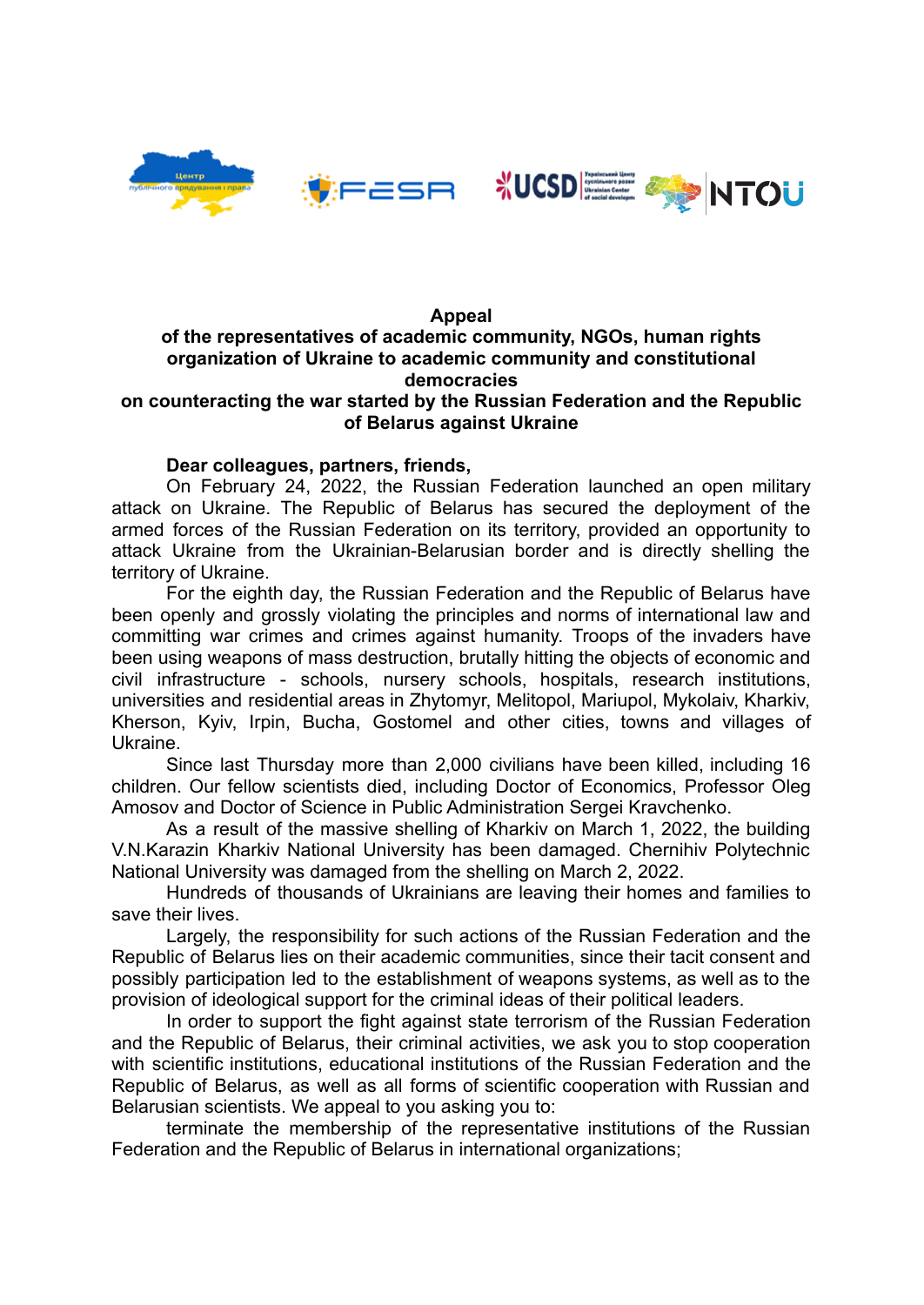**Appeal**
**of the representatives of academic community, NGOs, human rights organization of Ukraine to academic community and constitutional democracies**
**on counteracting the war started by the Russian Federation and the Republic of Belarus against Ukraine**

**Dear colleagues, partners, friends,**

On February 24, 2022, the Russian Federation launched an open military attack on Ukraine. The Republic of Belarus has secured the deployment of the armed forces of the Russian Federation on its territory, provided an opportunity to attack Ukraine from the Ukrainian-Belarusian border and is directly shelling the territory of Ukraine.

For the eighth day, the Russian Federation and the Republic of Belarus have been openly and grossly violating the principles and norms of international law and committing war crimes and crimes against humanity. Troops of the invaders have been using weapons of mass destruction, brutally hitting the objects of economic and civil infrastructure - schools, nursery schools, hospitals, research institutions, universities and residential areas in Zhytomyr, Melitopol, Mariupol, Mykolaiv, Kharkiv, Kherson, Kyiv, Irpin, Bucha, Gostomel and other cities, towns and villages of Ukraine.

Since last Thursday more than 2,000 civilians have been killed, including 16 children. Our fellow scientists died, including Doctor of Economics, Professor Oleg Amosov and Doctor of Science in Public Administration Sergei Kravchenko.

As a result of the massive shelling of Kharkiv on March 1, 2022, the building V.N.Karazin Kharkiv National University has been damaged. Chernihiv Polytechnic National University was damaged from the shelling on March 2, 2022.

Hundreds of thousands of Ukrainians are leaving their homes and families to save their lives.

Largely, the responsibility for such actions of the Russian Federation and the Republic of Belarus lies on their academic communities, since their tacit consent and possibly participation led to the establishment of weapons systems, as well as to the provision of ideological support for the criminal ideas of their political leaders.

In order to support the fight against state terrorism of the Russian Federation and the Republic of Belarus, their criminal activities, we ask you to stop cooperation with scientific institutions, educational institutions of the Russian Federation and the Republic of Belarus, as well as all forms of scientific cooperation with Russian and Belarusian scientists. We appeal to you asking you to:

terminate the membership of the representative institutions of the Russian Federation and the Republic of Belarus in international organizations;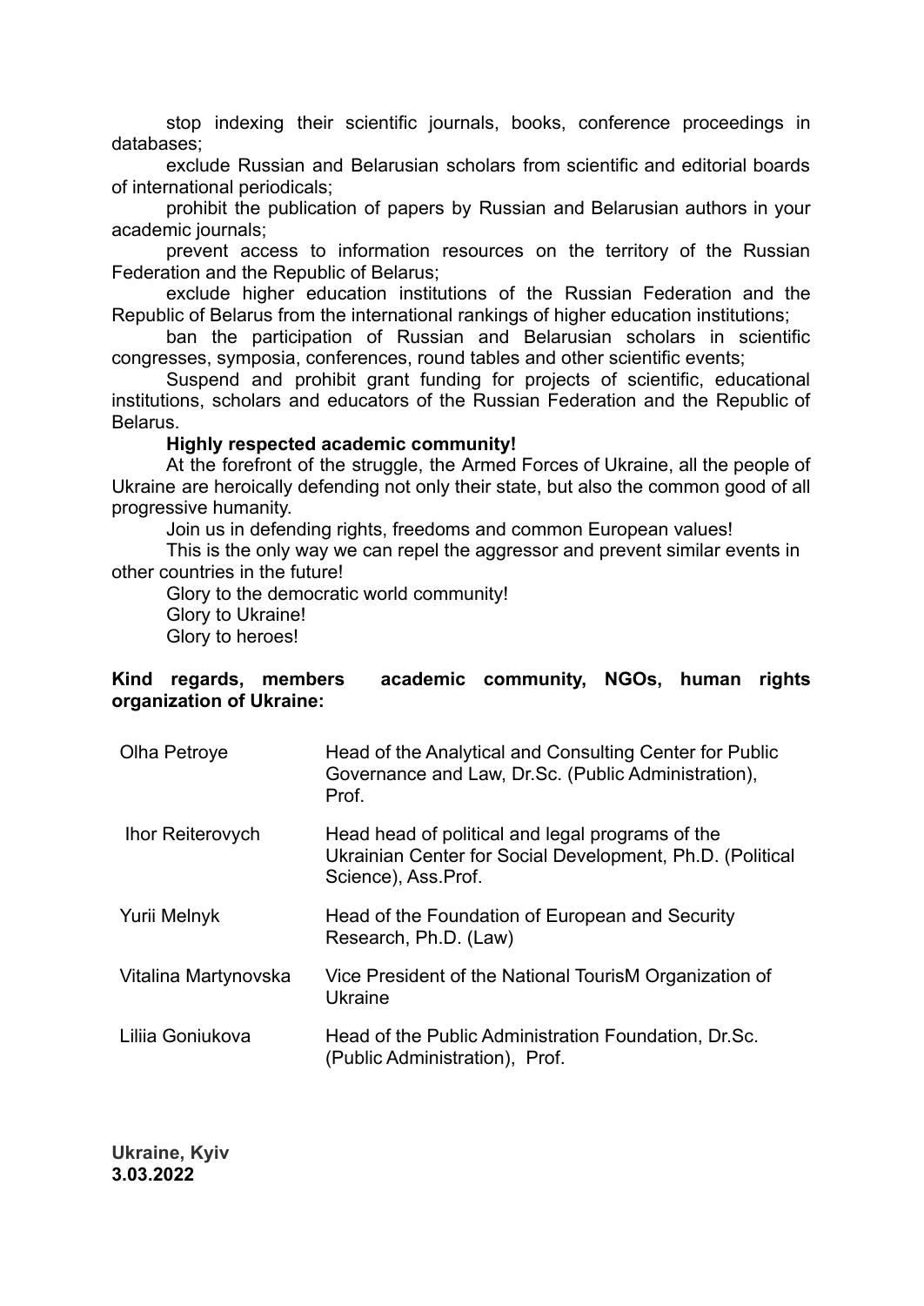stop indexing their scientific journals, books, conference proceedings in databases;

exclude Russian and Belarusian scholars from scientific and editorial boards of international periodicals;

prohibit the publication of papers by Russian and Belarusian authors in your academic journals;

prevent access to information resources on the territory of the Russian Federation and the Republic of Belarus;

exclude higher education institutions of the Russian Federation and the Republic of Belarus from the international rankings of higher education institutions;

ban the participation of Russian and Belarusian scholars in scientific congresses, symposia, conferences, round tables and other scientific events;

Suspend and prohibit grant funding for projects of scientific, educational institutions, scholars and educators of the Russian Federation and the Republic of Belarus.

**Highly respected academic community!**

At the forefront of the struggle, the Armed Forces of Ukraine, all the people of Ukraine are heroically defending not only their state, but also the common good of all progressive humanity.

Join us in defending rights, freedoms and common European values!

This is the only way we can repel the aggressor and prevent similar events in other countries in the future!

Glory to the democratic world community!

Glory to Ukraine!

Glory to heroes!

**Kind regards, members academic community, NGOs, human rights organization of Ukraine:**

| | |
|---|---|
| Olha Petroye | Head of the Analytical and Consulting Center for Public Governance and Law, Dr.Sc. (Public Administration), Prof. |
| Ihor Reiterovych | Head head of political and legal programs of the Ukrainian Center for Social Development, Ph.D. (Political Science), Ass.Prof. |
| Yurii Melnyk | Head of the Foundation of European and Security Research, Ph.D. (Law) |
| Vitalina Martynovska | Vice President of the National TourisM Organization of Ukraine |
| Liliia Goniukova | Head of the Public Administration Foundation, Dr.Sc. (Public Administration), Prof. |

**Ukraine, Kyiv**
**3.03.2022**